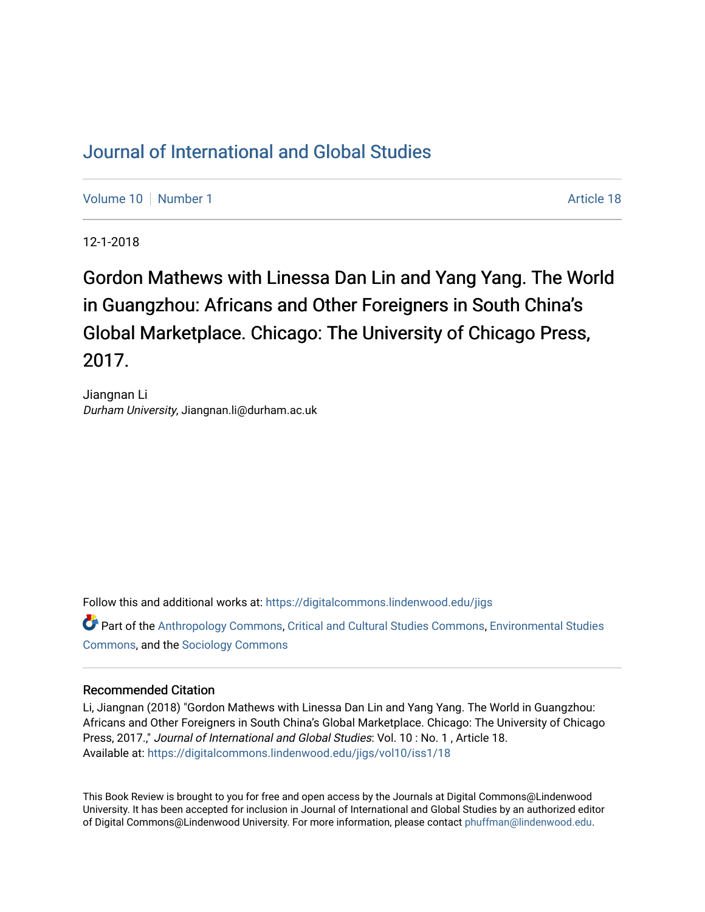# Journal of International and Global Studies

Volume 10 | Number 1 | Article 18

12-1-2018

## Gordon Mathews with Linessa Dan Lin and Yang Yang. The World in Guangzhou: Africans and Other Foreigners in South China's Global Marketplace. Chicago: The University of Chicago Press, 2017.

Jiangnan Li
*Durham University*, Jiangnan.li@durham.ac.uk

Follow this and additional works at: https://digitalcommons.lindenwood.edu/jigs

Part of the Anthropology Commons, Critical and Cultural Studies Commons, Environmental Studies Commons, and the Sociology Commons

### Recommended Citation

Li, Jiangnan (2018) "Gordon Mathews with Linessa Dan Lin and Yang Yang. The World in Guangzhou: Africans and Other Foreigners in South China's Global Marketplace. Chicago: The University of Chicago Press, 2017.," *Journal of International and Global Studies*: Vol. 10 : No. 1 , Article 18.
Available at: https://digitalcommons.lindenwood.edu/jigs/vol10/iss1/18

This Book Review is brought to you for free and open access by the Journals at Digital Commons@Lindenwood University. It has been accepted for inclusion in Journal of International and Global Studies by an authorized editor of Digital Commons@Lindenwood University. For more information, please contact phuffman@lindenwood.edu.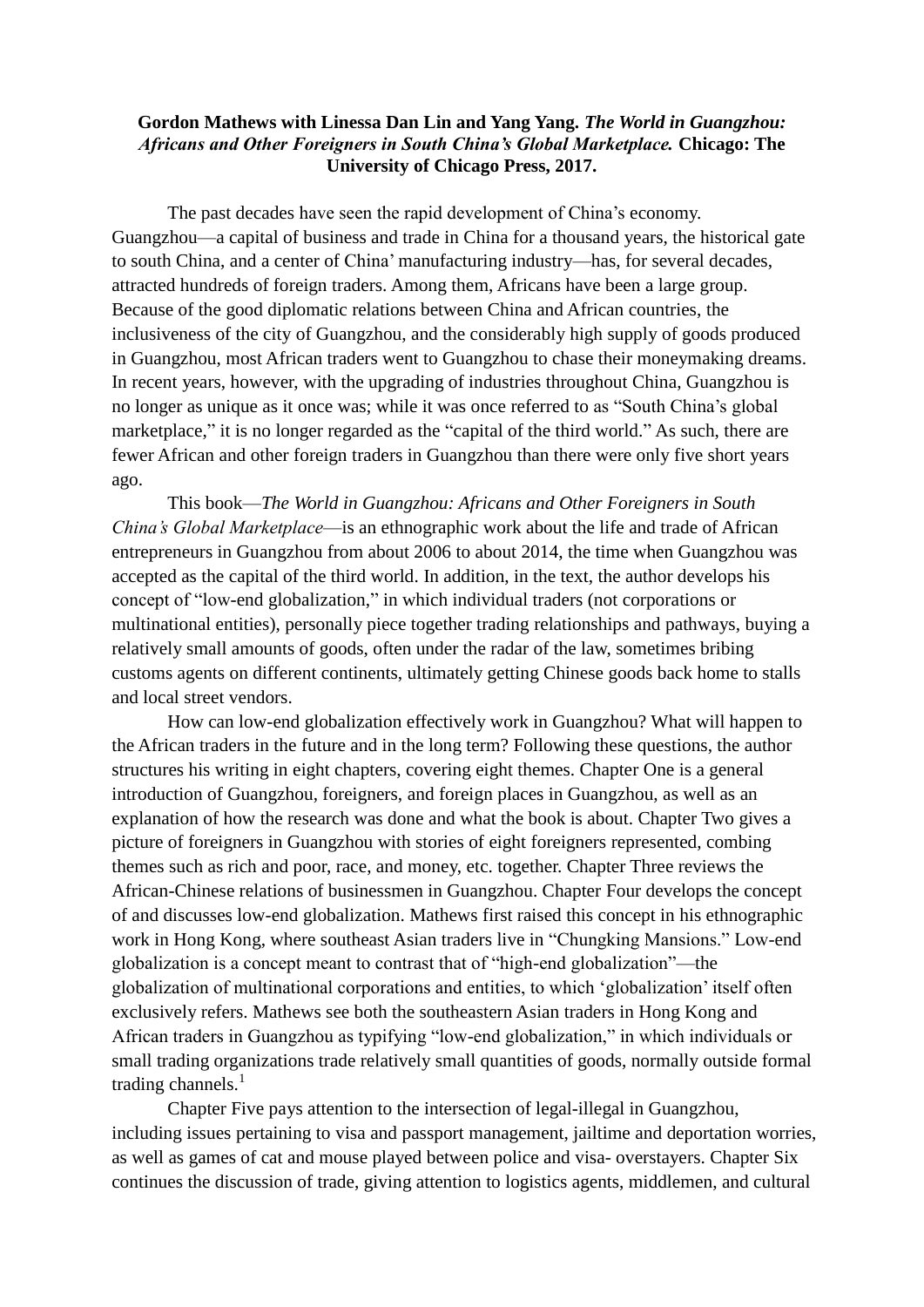**Gordon Mathews with Linessa Dan Lin and Yang Yang.** ***The World in Guangzhou: Africans and Other Foreigners in South China's Global Marketplace.*** **Chicago: The University of Chicago Press, 2017.**

The past decades have seen the rapid development of China's economy. Guangzhou—a capital of business and trade in China for a thousand years, the historical gate to south China, and a center of China' manufacturing industry—has, for several decades, attracted hundreds of foreign traders. Among them, Africans have been a large group. Because of the good diplomatic relations between China and African countries, the inclusiveness of the city of Guangzhou, and the considerably high supply of goods produced in Guangzhou, most African traders went to Guangzhou to chase their moneymaking dreams. In recent years, however, with the upgrading of industries throughout China, Guangzhou is no longer as unique as it once was; while it was once referred to as "South China's global marketplace," it is no longer regarded as the "capital of the third world." As such, there are fewer African and other foreign traders in Guangzhou than there were only five short years ago.

This book—*The World in Guangzhou: Africans and Other Foreigners in South China's Global Marketplace*—is an ethnographic work about the life and trade of African entrepreneurs in Guangzhou from about 2006 to about 2014, the time when Guangzhou was accepted as the capital of the third world. In addition, in the text, the author develops his concept of "low-end globalization," in which individual traders (not corporations or multinational entities), personally piece together trading relationships and pathways, buying a relatively small amounts of goods, often under the radar of the law, sometimes bribing customs agents on different continents, ultimately getting Chinese goods back home to stalls and local street vendors.

How can low-end globalization effectively work in Guangzhou? What will happen to the African traders in the future and in the long term? Following these questions, the author structures his writing in eight chapters, covering eight themes. Chapter One is a general introduction of Guangzhou, foreigners, and foreign places in Guangzhou, as well as an explanation of how the research was done and what the book is about. Chapter Two gives a picture of foreigners in Guangzhou with stories of eight foreigners represented, combing themes such as rich and poor, race, and money, etc. together. Chapter Three reviews the African-Chinese relations of businessmen in Guangzhou. Chapter Four develops the concept of and discusses low-end globalization. Mathews first raised this concept in his ethnographic work in Hong Kong, where southeast Asian traders live in "Chungking Mansions." Low-end globalization is a concept meant to contrast that of "high-end globalization"—the globalization of multinational corporations and entities, to which 'globalization' itself often exclusively refers. Mathews see both the southeastern Asian traders in Hong Kong and African traders in Guangzhou as typifying "low-end globalization," in which individuals or small trading organizations trade relatively small quantities of goods, normally outside formal trading channels.[1]

Chapter Five pays attention to the intersection of legal-illegal in Guangzhou, including issues pertaining to visa and passport management, jailtime and deportation worries, as well as games of cat and mouse played between police and visa- overstayers. Chapter Six continues the discussion of trade, giving attention to logistics agents, middlemen, and cultural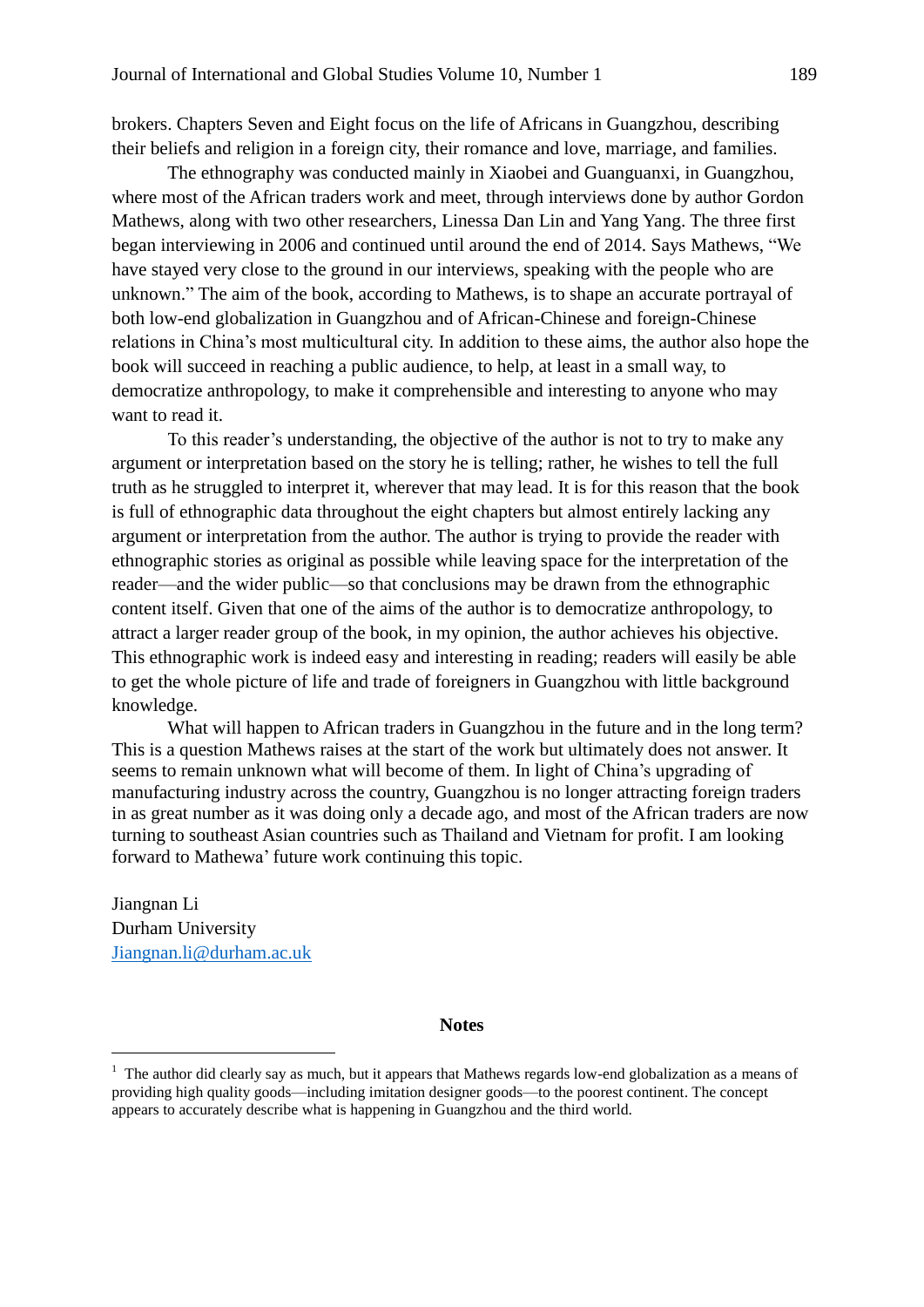brokers. Chapters Seven and Eight focus on the life of Africans in Guangzhou, describing their beliefs and religion in a foreign city, their romance and love, marriage, and families.

The ethnography was conducted mainly in Xiaobei and Guanguanxi, in Guangzhou, where most of the African traders work and meet, through interviews done by author Gordon Mathews, along with two other researchers, Linessa Dan Lin and Yang Yang. The three first began interviewing in 2006 and continued until around the end of 2014. Says Mathews, "We have stayed very close to the ground in our interviews, speaking with the people who are unknown." The aim of the book, according to Mathews, is to shape an accurate portrayal of both low-end globalization in Guangzhou and of African-Chinese and foreign-Chinese relations in China's most multicultural city. In addition to these aims, the author also hope the book will succeed in reaching a public audience, to help, at least in a small way, to democratize anthropology, to make it comprehensible and interesting to anyone who may want to read it.

To this reader's understanding, the objective of the author is not to try to make any argument or interpretation based on the story he is telling; rather, he wishes to tell the full truth as he struggled to interpret it, wherever that may lead. It is for this reason that the book is full of ethnographic data throughout the eight chapters but almost entirely lacking any argument or interpretation from the author. The author is trying to provide the reader with ethnographic stories as original as possible while leaving space for the interpretation of the reader—and the wider public—so that conclusions may be drawn from the ethnographic content itself. Given that one of the aims of the author is to democratize anthropology, to attract a larger reader group of the book, in my opinion, the author achieves his objective. This ethnographic work is indeed easy and interesting in reading; readers will easily be able to get the whole picture of life and trade of foreigners in Guangzhou with little background knowledge.

What will happen to African traders in Guangzhou in the future and in the long term? This is a question Mathews raises at the start of the work but ultimately does not answer. It seems to remain unknown what will become of them. In light of China's upgrading of manufacturing industry across the country, Guangzhou is no longer attracting foreign traders in as great number as it was doing only a decade ago, and most of the African traders are now turning to southeast Asian countries such as Thailand and Vietnam for profit. I am looking forward to Mathewa' future work continuing this topic.

Jiangnan Li
Durham University
Jiangnan.li@durham.ac.uk

**Notes**

[1] The author did clearly say as much, but it appears that Mathews regards low-end globalization as a means of providing high quality goods—including imitation designer goods—to the poorest continent. The concept appears to accurately describe what is happening in Guangzhou and the third world.